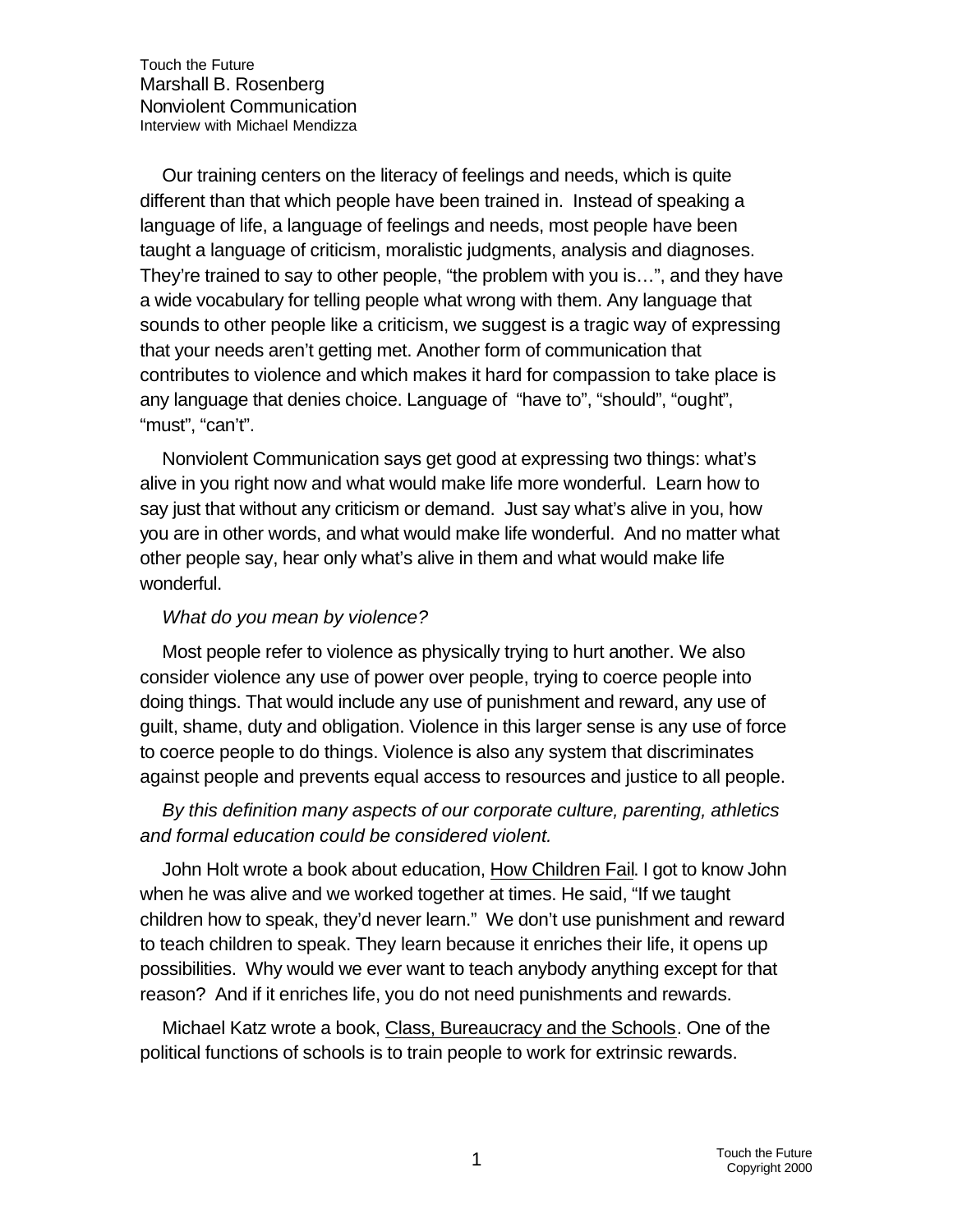Touch the Future
Marshall B. Rosenberg
Nonviolent Communication
Interview with Michael Mendizza

Our training centers on the literacy of feelings and needs, which is quite different than that which people have been trained in. Instead of speaking a language of life, a language of feelings and needs, most people have been taught a language of criticism, moralistic judgments, analysis and diagnoses. They're trained to say to other people, "the problem with you is…", and they have a wide vocabulary for telling people what wrong with them. Any language that sounds to other people like a criticism, we suggest is a tragic way of expressing that your needs aren't getting met. Another form of communication that contributes to violence and which makes it hard for compassion to take place is any language that denies choice. Language of "have to", "should", "ought", "must", "can't".

Nonviolent Communication says get good at expressing two things: what's alive in you right now and what would make life more wonderful. Learn how to say just that without any criticism or demand. Just say what's alive in you, how you are in other words, and what would make life wonderful. And no matter what other people say, hear only what's alive in them and what would make life wonderful.

*What do you mean by violence?*

Most people refer to violence as physically trying to hurt another. We also consider violence any use of power over people, trying to coerce people into doing things. That would include any use of punishment and reward, any use of guilt, shame, duty and obligation. Violence in this larger sense is any use of force to coerce people to do things. Violence is also any system that discriminates against people and prevents equal access to resources and justice to all people.

*By this definition many aspects of our corporate culture, parenting, athletics and formal education could be considered violent.*

John Holt wrote a book about education, How Children Fail. I got to know John when he was alive and we worked together at times. He said, "If we taught children how to speak, they'd never learn." We don't use punishment and reward to teach children to speak. They learn because it enriches their life, it opens up possibilities. Why would we ever want to teach anybody anything except for that reason? And if it enriches life, you do not need punishments and rewards.

Michael Katz wrote a book, Class, Bureaucracy and the Schools. One of the political functions of schools is to train people to work for extrinsic rewards.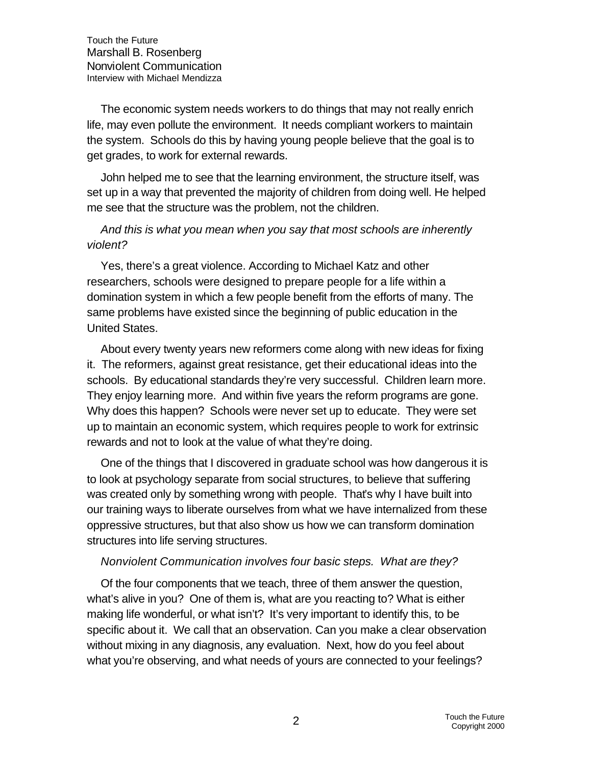The economic system needs workers to do things that may not really enrich life, may even pollute the environment. It needs compliant workers to maintain the system. Schools do this by having young people believe that the goal is to get grades, to work for external rewards.

John helped me to see that the learning environment, the structure itself, was set up in a way that prevented the majority of children from doing well. He helped me see that the structure was the problem, not the children.

*And this is what you mean when you say that most schools are inherently violent?*

Yes, there's a great violence. According to Michael Katz and other researchers, schools were designed to prepare people for a life within a domination system in which a few people benefit from the efforts of many. The same problems have existed since the beginning of public education in the United States.

About every twenty years new reformers come along with new ideas for fixing it. The reformers, against great resistance, get their educational ideas into the schools. By educational standards they're very successful. Children learn more. They enjoy learning more. And within five years the reform programs are gone. Why does this happen? Schools were never set up to educate. They were set up to maintain an economic system, which requires people to work for extrinsic rewards and not to look at the value of what they're doing.

One of the things that I discovered in graduate school was how dangerous it is to look at psychology separate from social structures, to believe that suffering was created only by something wrong with people. That's why I have built into our training ways to liberate ourselves from what we have internalized from these oppressive structures, but that also show us how we can transform domination structures into life serving structures.

*Nonviolent Communication involves four basic steps. What are they?*

Of the four components that we teach, three of them answer the question, what's alive in you? One of them is, what are you reacting to? What is either making life wonderful, or what isn't? It's very important to identify this, to be specific about it. We call that an observation. Can you make a clear observation without mixing in any diagnosis, any evaluation. Next, how do you feel about what you're observing, and what needs of yours are connected to your feelings?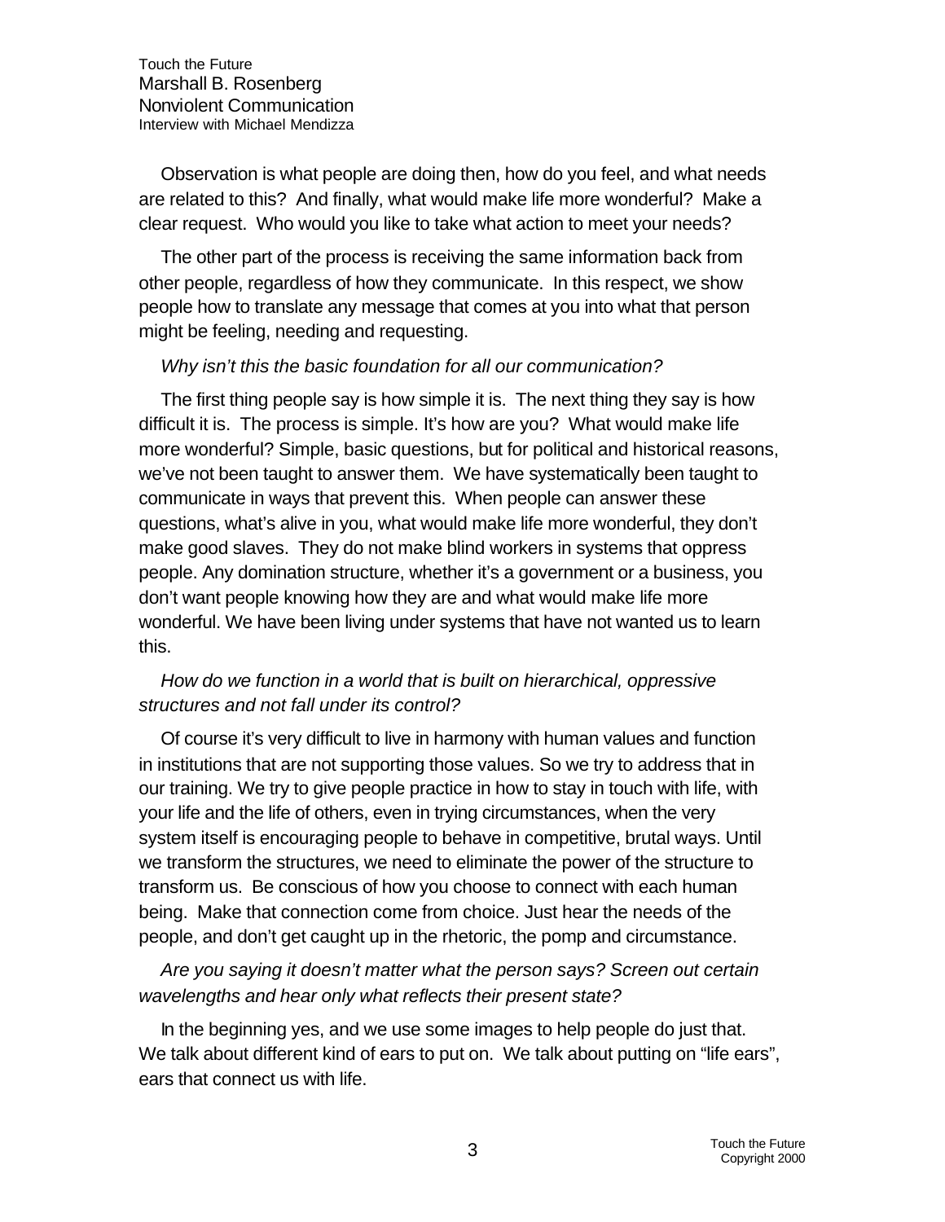Observation is what people are doing then, how do you feel, and what needs are related to this? And finally, what would make life more wonderful? Make a clear request. Who would you like to take what action to meet your needs?

The other part of the process is receiving the same information back from other people, regardless of how they communicate. In this respect, we show people how to translate any message that comes at you into what that person might be feeling, needing and requesting.

*Why isn't this the basic foundation for all our communication?*

The first thing people say is how simple it is. The next thing they say is how difficult it is. The process is simple. It's how are you? What would make life more wonderful? Simple, basic questions, but for political and historical reasons, we've not been taught to answer them. We have systematically been taught to communicate in ways that prevent this. When people can answer these questions, what's alive in you, what would make life more wonderful, they don't make good slaves. They do not make blind workers in systems that oppress people. Any domination structure, whether it's a government or a business, you don't want people knowing how they are and what would make life more wonderful. We have been living under systems that have not wanted us to learn this.

*How do we function in a world that is built on hierarchical, oppressive structures and not fall under its control?*

Of course it's very difficult to live in harmony with human values and function in institutions that are not supporting those values. So we try to address that in our training. We try to give people practice in how to stay in touch with life, with your life and the life of others, even in trying circumstances, when the very system itself is encouraging people to behave in competitive, brutal ways. Until we transform the structures, we need to eliminate the power of the structure to transform us. Be conscious of how you choose to connect with each human being. Make that connection come from choice. Just hear the needs of the people, and don't get caught up in the rhetoric, the pomp and circumstance.

*Are you saying it doesn't matter what the person says? Screen out certain wavelengths and hear only what reflects their present state?*

In the beginning yes, and we use some images to help people do just that. We talk about different kind of ears to put on. We talk about putting on "life ears", ears that connect us with life.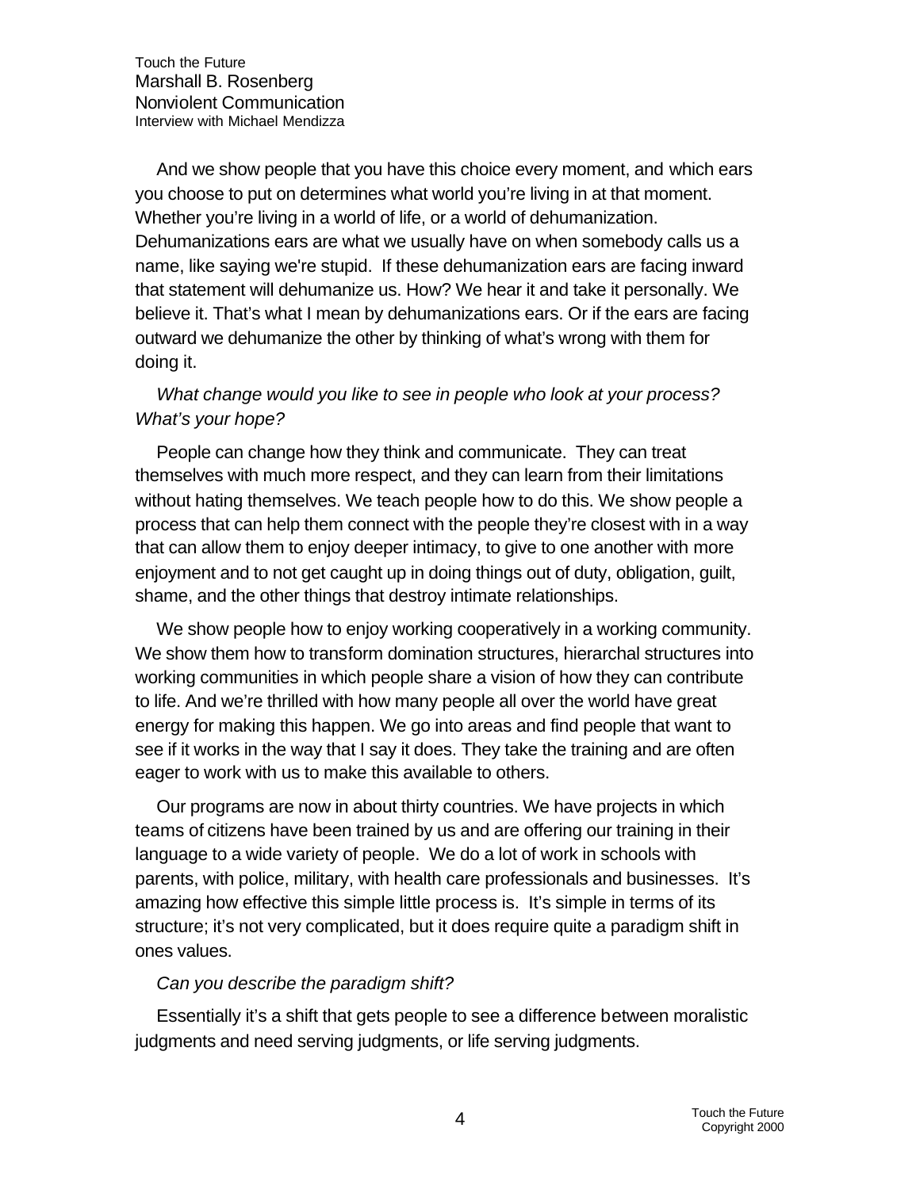And we show people that you have this choice every moment, and which ears you choose to put on determines what world you're living in at that moment. Whether you're living in a world of life, or a world of dehumanization. Dehumanizations ears are what we usually have on when somebody calls us a name, like saying we're stupid. If these dehumanization ears are facing inward that statement will dehumanize us. How? We hear it and take it personally. We believe it. That's what I mean by dehumanizations ears. Or if the ears are facing outward we dehumanize the other by thinking of what's wrong with them for doing it.

*What change would you like to see in people who look at your process? What's your hope?*

People can change how they think and communicate. They can treat themselves with much more respect, and they can learn from their limitations without hating themselves. We teach people how to do this. We show people a process that can help them connect with the people they're closest with in a way that can allow them to enjoy deeper intimacy, to give to one another with more enjoyment and to not get caught up in doing things out of duty, obligation, guilt, shame, and the other things that destroy intimate relationships.

We show people how to enjoy working cooperatively in a working community. We show them how to transform domination structures, hierarchal structures into working communities in which people share a vision of how they can contribute to life. And we're thrilled with how many people all over the world have great energy for making this happen. We go into areas and find people that want to see if it works in the way that I say it does. They take the training and are often eager to work with us to make this available to others.

Our programs are now in about thirty countries. We have projects in which teams of citizens have been trained by us and are offering our training in their language to a wide variety of people. We do a lot of work in schools with parents, with police, military, with health care professionals and businesses. It's amazing how effective this simple little process is. It's simple in terms of its structure; it's not very complicated, but it does require quite a paradigm shift in ones values.

*Can you describe the paradigm shift?*

Essentially it's a shift that gets people to see a difference between moralistic judgments and need serving judgments, or life serving judgments.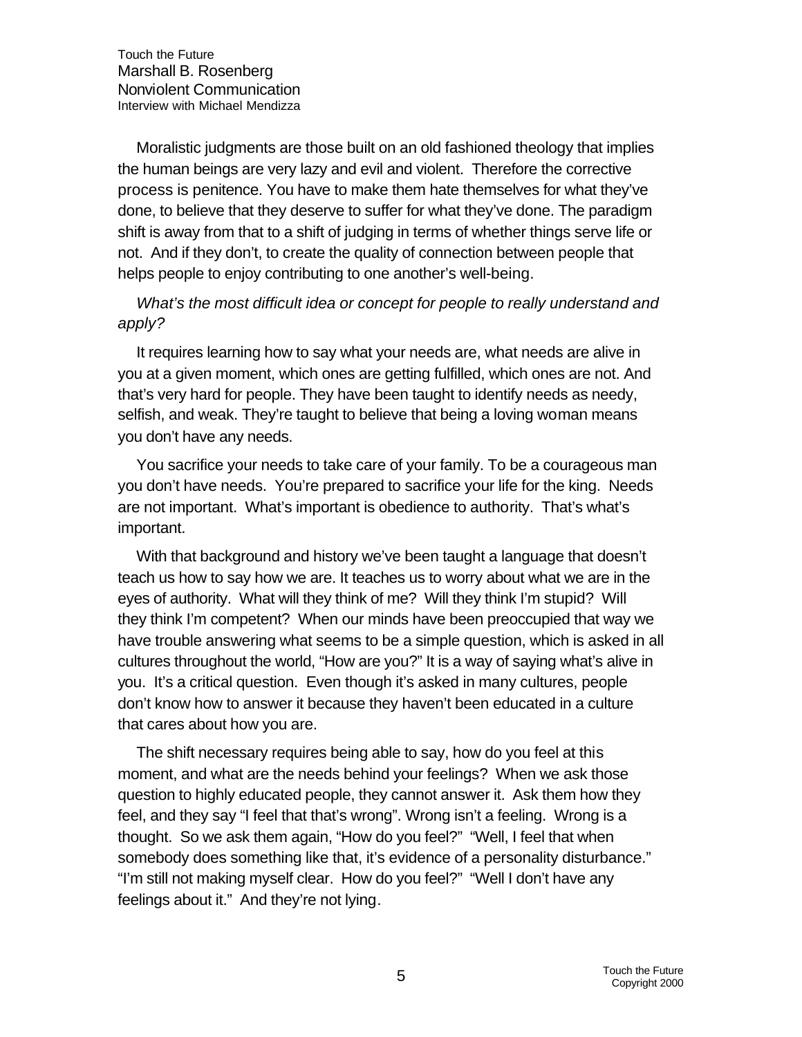Moralistic judgments are those built on an old fashioned theology that implies the human beings are very lazy and evil and violent. Therefore the corrective process is penitence. You have to make them hate themselves for what they've done, to believe that they deserve to suffer for what they've done. The paradigm shift is away from that to a shift of judging in terms of whether things serve life or not. And if they don't, to create the quality of connection between people that helps people to enjoy contributing to one another's well-being.

*What's the most difficult idea or concept for people to really understand and apply?*

It requires learning how to say what your needs are, what needs are alive in you at a given moment, which ones are getting fulfilled, which ones are not. And that's very hard for people. They have been taught to identify needs as needy, selfish, and weak. They're taught to believe that being a loving woman means you don't have any needs.

You sacrifice your needs to take care of your family. To be a courageous man you don't have needs. You're prepared to sacrifice your life for the king. Needs are not important. What's important is obedience to authority. That's what's important.

With that background and history we've been taught a language that doesn't teach us how to say how we are. It teaches us to worry about what we are in the eyes of authority. What will they think of me? Will they think I'm stupid? Will they think I'm competent? When our minds have been preoccupied that way we have trouble answering what seems to be a simple question, which is asked in all cultures throughout the world, "How are you?" It is a way of saying what's alive in you. It's a critical question. Even though it's asked in many cultures, people don't know how to answer it because they haven't been educated in a culture that cares about how you are.

The shift necessary requires being able to say, how do you feel at this moment, and what are the needs behind your feelings? When we ask those question to highly educated people, they cannot answer it. Ask them how they feel, and they say "I feel that that's wrong". Wrong isn't a feeling. Wrong is a thought. So we ask them again, "How do you feel?" "Well, I feel that when somebody does something like that, it's evidence of a personality disturbance." "I'm still not making myself clear. How do you feel?" "Well I don't have any feelings about it." And they're not lying.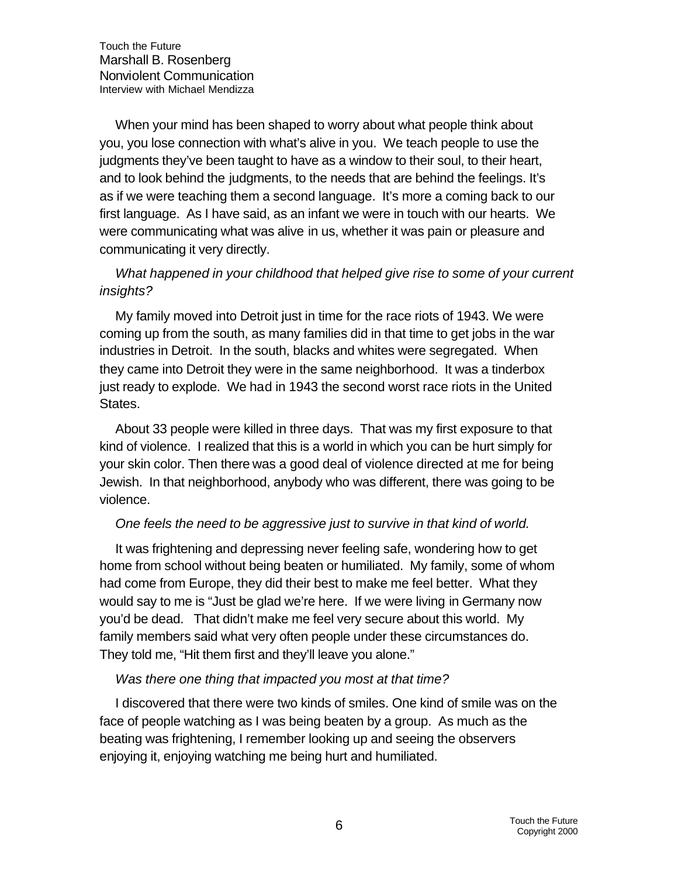When your mind has been shaped to worry about what people think about you, you lose connection with what's alive in you. We teach people to use the judgments they've been taught to have as a window to their soul, to their heart, and to look behind the judgments, to the needs that are behind the feelings. It's as if we were teaching them a second language. It's more a coming back to our first language. As I have said, as an infant we were in touch with our hearts. We were communicating what was alive in us, whether it was pain or pleasure and communicating it very directly.

*What happened in your childhood that helped give rise to some of your current insights?*

My family moved into Detroit just in time for the race riots of 1943. We were coming up from the south, as many families did in that time to get jobs in the war industries in Detroit. In the south, blacks and whites were segregated. When they came into Detroit they were in the same neighborhood. It was a tinderbox just ready to explode. We had in 1943 the second worst race riots in the United States.

About 33 people were killed in three days. That was my first exposure to that kind of violence. I realized that this is a world in which you can be hurt simply for your skin color. Then there was a good deal of violence directed at me for being Jewish. In that neighborhood, anybody who was different, there was going to be violence.

*One feels the need to be aggressive just to survive in that kind of world.*

It was frightening and depressing never feeling safe, wondering how to get home from school without being beaten or humiliated. My family, some of whom had come from Europe, they did their best to make me feel better. What they would say to me is "Just be glad we're here. If we were living in Germany now you'd be dead. That didn't make me feel very secure about this world. My family members said what very often people under these circumstances do. They told me, "Hit them first and they'll leave you alone."

*Was there one thing that impacted you most at that time?*

I discovered that there were two kinds of smiles. One kind of smile was on the face of people watching as I was being beaten by a group. As much as the beating was frightening, I remember looking up and seeing the observers enjoying it, enjoying watching me being hurt and humiliated.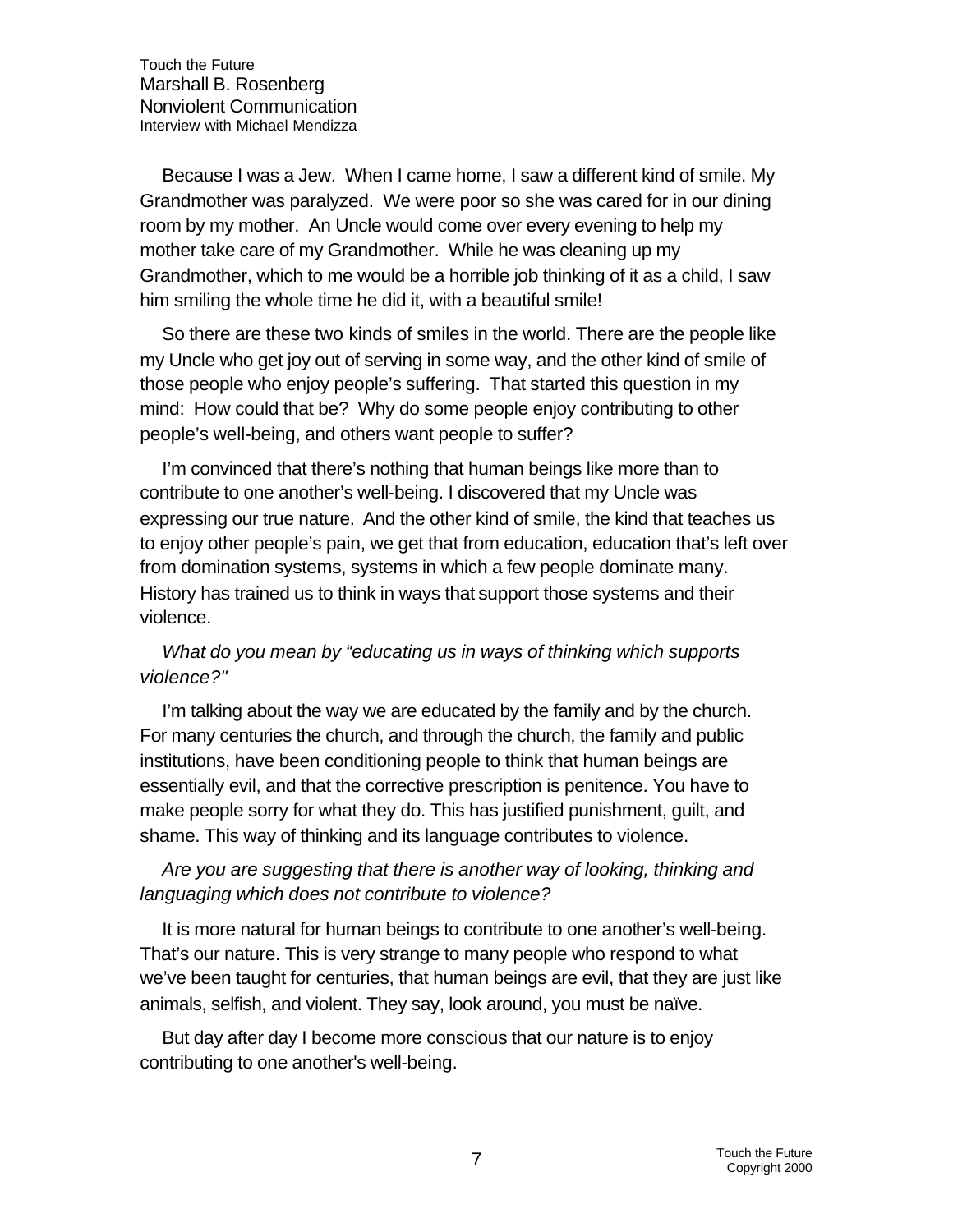Because I was a Jew. When I came home, I saw a different kind of smile. My Grandmother was paralyzed. We were poor so she was cared for in our dining room by my mother. An Uncle would come over every evening to help my mother take care of my Grandmother. While he was cleaning up my Grandmother, which to me would be a horrible job thinking of it as a child, I saw him smiling the whole time he did it, with a beautiful smile!

So there are these two kinds of smiles in the world. There are the people like my Uncle who get joy out of serving in some way, and the other kind of smile of those people who enjoy people's suffering. That started this question in my mind: How could that be? Why do some people enjoy contributing to other people's well-being, and others want people to suffer?

I'm convinced that there's nothing that human beings like more than to contribute to one another's well-being. I discovered that my Uncle was expressing our true nature. And the other kind of smile, the kind that teaches us to enjoy other people's pain, we get that from education, education that's left over from domination systems, systems in which a few people dominate many. History has trained us to think in ways that support those systems and their violence.

*What do you mean by "educating us in ways of thinking which supports violence?"*

I'm talking about the way we are educated by the family and by the church. For many centuries the church, and through the church, the family and public institutions, have been conditioning people to think that human beings are essentially evil, and that the corrective prescription is penitence. You have to make people sorry for what they do. This has justified punishment, guilt, and shame. This way of thinking and its language contributes to violence.

*Are you are suggesting that there is another way of looking, thinking and languaging which does not contribute to violence?*

It is more natural for human beings to contribute to one another's well-being. That's our nature. This is very strange to many people who respond to what we've been taught for centuries, that human beings are evil, that they are just like animals, selfish, and violent. They say, look around, you must be naïve.

But day after day I become more conscious that our nature is to enjoy contributing to one another's well-being.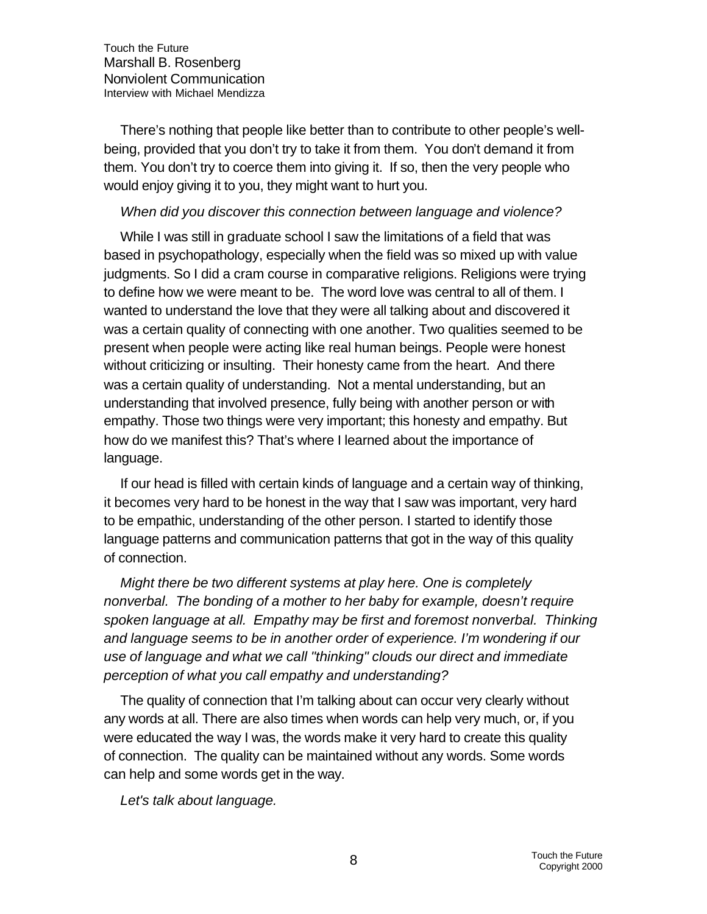There's nothing that people like better than to contribute to other people's well-being, provided that you don't try to take it from them. You don't demand it from them. You don't try to coerce them into giving it. If so, then the very people who would enjoy giving it to you, they might want to hurt you.

*When did you discover this connection between language and violence?*

While I was still in graduate school I saw the limitations of a field that was based in psychopathology, especially when the field was so mixed up with value judgments. So I did a cram course in comparative religions. Religions were trying to define how we were meant to be. The word love was central to all of them. I wanted to understand the love that they were all talking about and discovered it was a certain quality of connecting with one another. Two qualities seemed to be present when people were acting like real human beings. People were honest without criticizing or insulting. Their honesty came from the heart. And there was a certain quality of understanding. Not a mental understanding, but an understanding that involved presence, fully being with another person or with empathy. Those two things were very important; this honesty and empathy. But how do we manifest this? That's where I learned about the importance of language.

If our head is filled with certain kinds of language and a certain way of thinking, it becomes very hard to be honest in the way that I saw was important, very hard to be empathic, understanding of the other person. I started to identify those language patterns and communication patterns that got in the way of this quality of connection.

*Might there be two different systems at play here. One is completely nonverbal. The bonding of a mother to her baby for example, doesn't require spoken language at all. Empathy may be first and foremost nonverbal. Thinking and language seems to be in another order of experience. I'm wondering if our use of language and what we call "thinking" clouds our direct and immediate perception of what you call empathy and understanding?*

The quality of connection that I'm talking about can occur very clearly without any words at all. There are also times when words can help very much, or, if you were educated the way I was, the words make it very hard to create this quality of connection. The quality can be maintained without any words. Some words can help and some words get in the way.

*Let's talk about language.*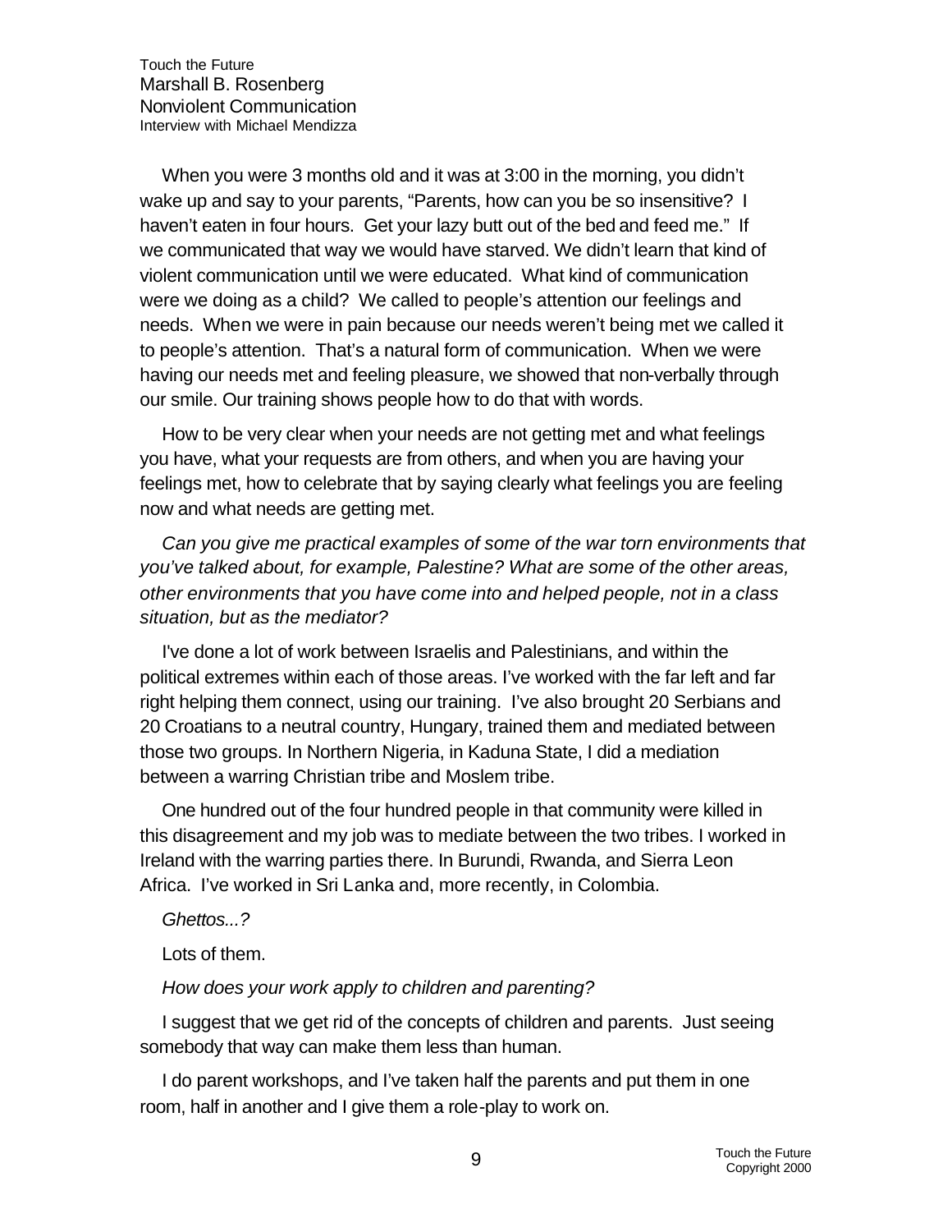When you were 3 months old and it was at 3:00 in the morning, you didn't wake up and say to your parents, "Parents, how can you be so insensitive? I haven't eaten in four hours. Get your lazy butt out of the bed and feed me." If we communicated that way we would have starved. We didn't learn that kind of violent communication until we were educated. What kind of communication were we doing as a child? We called to people's attention our feelings and needs. When we were in pain because our needs weren't being met we called it to people's attention. That's a natural form of communication. When we were having our needs met and feeling pleasure, we showed that non-verbally through our smile. Our training shows people how to do that with words.

How to be very clear when your needs are not getting met and what feelings you have, what your requests are from others, and when you are having your feelings met, how to celebrate that by saying clearly what feelings you are feeling now and what needs are getting met.

*Can you give me practical examples of some of the war torn environments that you've talked about, for example, Palestine? What are some of the other areas, other environments that you have come into and helped people, not in a class situation, but as the mediator?*

I've done a lot of work between Israelis and Palestinians, and within the political extremes within each of those areas. I've worked with the far left and far right helping them connect, using our training. I've also brought 20 Serbians and 20 Croatians to a neutral country, Hungary, trained them and mediated between those two groups. In Northern Nigeria, in Kaduna State, I did a mediation between a warring Christian tribe and Moslem tribe.

One hundred out of the four hundred people in that community were killed in this disagreement and my job was to mediate between the two tribes. I worked in Ireland with the warring parties there. In Burundi, Rwanda, and Sierra Leon Africa. I've worked in Sri Lanka and, more recently, in Colombia.

*Ghettos...?*

Lots of them.

*How does your work apply to children and parenting?*

I suggest that we get rid of the concepts of children and parents. Just seeing somebody that way can make them less than human.

I do parent workshops, and I've taken half the parents and put them in one room, half in another and I give them a role-play to work on.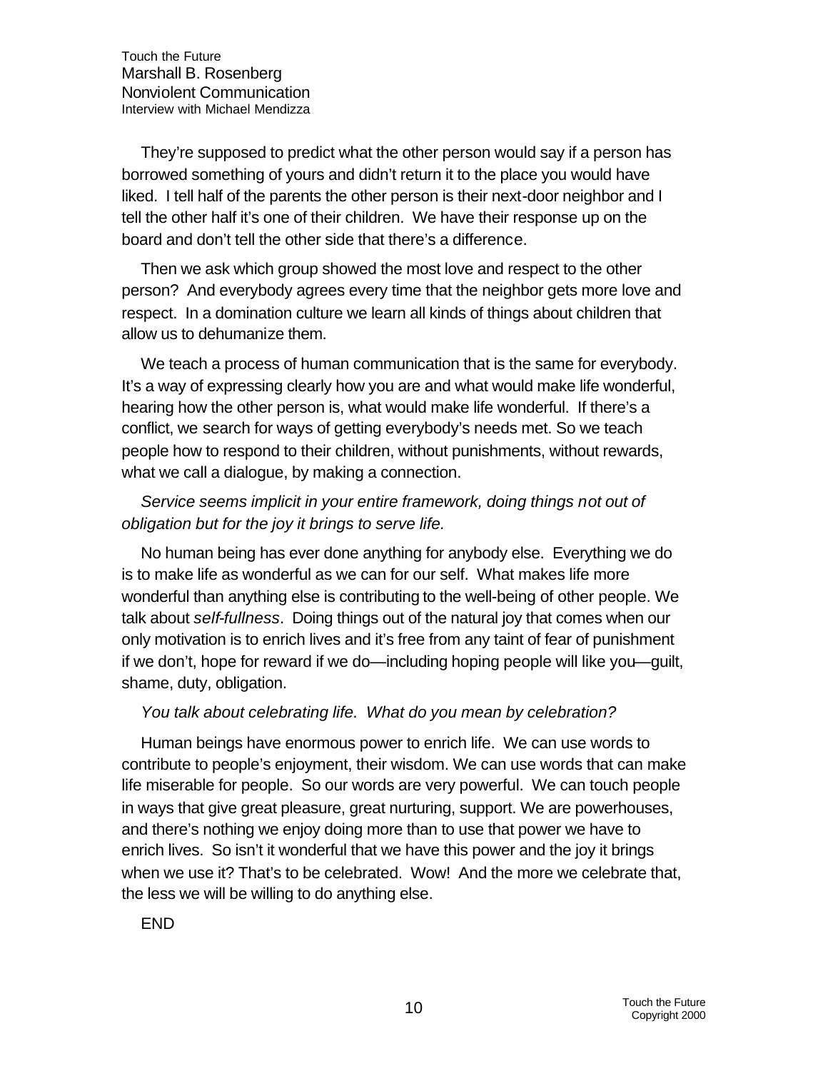They're supposed to predict what the other person would say if a person has borrowed something of yours and didn't return it to the place you would have liked. I tell half of the parents the other person is their next-door neighbor and I tell the other half it's one of their children. We have their response up on the board and don't tell the other side that there's a difference.

Then we ask which group showed the most love and respect to the other person? And everybody agrees every time that the neighbor gets more love and respect. In a domination culture we learn all kinds of things about children that allow us to dehumanize them.

We teach a process of human communication that is the same for everybody. It's a way of expressing clearly how you are and what would make life wonderful, hearing how the other person is, what would make life wonderful. If there's a conflict, we search for ways of getting everybody's needs met. So we teach people how to respond to their children, without punishments, without rewards, what we call a dialogue, by making a connection.

*Service seems implicit in your entire framework, doing things not out of obligation but for the joy it brings to serve life.*

No human being has ever done anything for anybody else. Everything we do is to make life as wonderful as we can for our self. What makes life more wonderful than anything else is contributing to the well-being of other people. We talk about *self-fullness*. Doing things out of the natural joy that comes when our only motivation is to enrich lives and it's free from any taint of fear of punishment if we don't, hope for reward if we do—including hoping people will like you—guilt, shame, duty, obligation.

*You talk about celebrating life. What do you mean by celebration?*

Human beings have enormous power to enrich life. We can use words to contribute to people's enjoyment, their wisdom. We can use words that can make life miserable for people. So our words are very powerful. We can touch people in ways that give great pleasure, great nurturing, support. We are powerhouses, and there's nothing we enjoy doing more than to use that power we have to enrich lives. So isn't it wonderful that we have this power and the joy it brings when we use it? That's to be celebrated. Wow! And the more we celebrate that, the less we will be willing to do anything else.

END